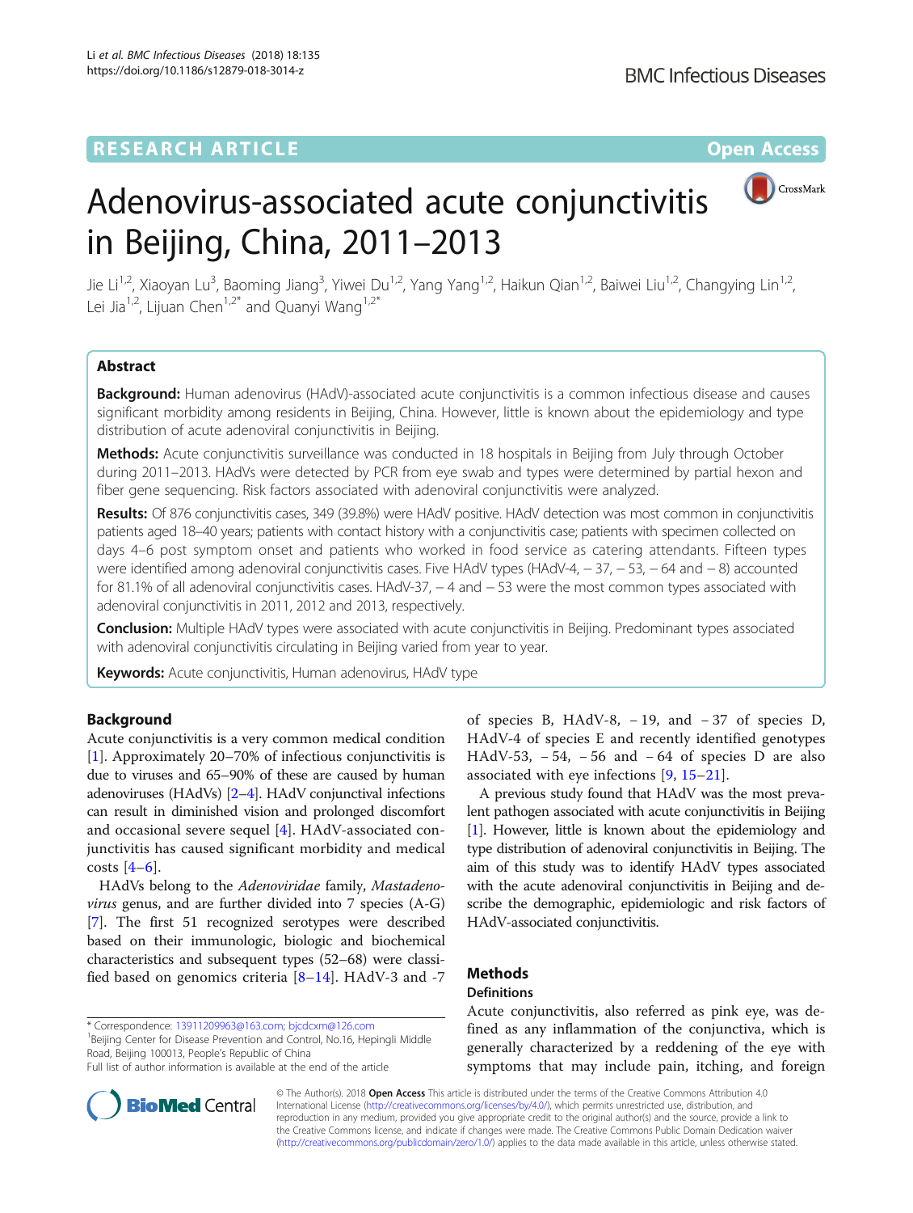RESEARCH ARTICLE

Open Access

# Adenovirus-associated acute conjunctivitis in Beijing, China, 2011–2013

Jie Li[1,2], Xiaoyan Lu[3], Baoming Jiang[3], Yiwei Du[1,2], Yang Yang[1,2], Haikun Qian[1,2], Baiwei Liu[1,2], Changying Lin[1,2], Lei Jia[1,2], Lijuan Chen[1,2*] and Quanyi Wang[1,2*]

## Abstract

**Background:** Human adenovirus (HAdV)-associated acute conjunctivitis is a common infectious disease and causes significant morbidity among residents in Beijing, China. However, little is known about the epidemiology and type distribution of acute adenoviral conjunctivitis in Beijing.

**Methods:** Acute conjunctivitis surveillance was conducted in 18 hospitals in Beijing from July through October during 2011–2013. HAdVs were detected by PCR from eye swab and types were determined by partial hexon and fiber gene sequencing. Risk factors associated with adenoviral conjunctivitis were analyzed.

**Results:** Of 876 conjunctivitis cases, 349 (39.8%) were HAdV positive. HAdV detection was most common in conjunctivitis patients aged 18–40 years; patients with contact history with a conjunctivitis case; patients with specimen collected on days 4–6 post symptom onset and patients who worked in food service as catering attendants. Fifteen types were identified among adenoviral conjunctivitis cases. Five HAdV types (HAdV-4, − 37, − 53, − 64 and − 8) accounted for 81.1% of all adenoviral conjunctivitis cases. HAdV-37, − 4 and − 53 were the most common types associated with adenoviral conjunctivitis in 2011, 2012 and 2013, respectively.

**Conclusion:** Multiple HAdV types were associated with acute conjunctivitis in Beijing. Predominant types associated with adenoviral conjunctivitis circulating in Beijing varied from year to year.

**Keywords:** Acute conjunctivitis, Human adenovirus, HAdV type

## Background

Acute conjunctivitis is a very common medical condition [1]. Approximately 20–70% of infectious conjunctivitis is due to viruses and 65–90% of these are caused by human adenoviruses (HAdVs) [2–4]. HAdV conjunctival infections can result in diminished vision and prolonged discomfort and occasional severe sequel [4]. HAdV-associated conjunctivitis has caused significant morbidity and medical costs [4–6].

HAdVs belong to the *Adenoviridae* family, *Mastadenovirus* genus, and are further divided into 7 species (A-G) [7]. The first 51 recognized serotypes were described based on their immunologic, biologic and biochemical characteristics and subsequent types (52–68) were classified based on genomics criteria [8–14]. HAdV-3 and -7 of species B, HAdV-8, − 19, and − 37 of species D, HAdV-4 of species E and recently identified genotypes HAdV-53, − 54, − 56 and − 64 of species D are also associated with eye infections [9, 15–21].

A previous study found that HAdV was the most prevalent pathogen associated with acute conjunctivitis in Beijing [1]. However, little is known about the epidemiology and type distribution of adenoviral conjunctivitis in Beijing. The aim of this study was to identify HAdV types associated with the acute adenoviral conjunctivitis in Beijing and describe the demographic, epidemiologic and risk factors of HAdV-associated conjunctivitis.

## Methods

### Definitions

Acute conjunctivitis, also referred as pink eye, was defined as any inflammation of the conjunctiva, which is generally characterized by a reddening of the eye with symptoms that may include pain, itching, and foreign

* Correspondence: 13911209963@163.com; bjcdcxm@126.com
[1]Beijing Center for Disease Prevention and Control, No.16, Hepingli Middle Road, Beijing 100013, People's Republic of China
Full list of author information is available at the end of the article

© The Author(s). 2018 **Open Access** This article is distributed under the terms of the Creative Commons Attribution 4.0 International License (http://creativecommons.org/licenses/by/4.0/), which permits unrestricted use, distribution, and reproduction in any medium, provided you give appropriate credit to the original author(s) and the source, provide a link to the Creative Commons license, and indicate if changes were made. The Creative Commons Public Domain Dedication waiver (http://creativecommons.org/publicdomain/zero/1.0/) applies to the data made available in this article, unless otherwise stated.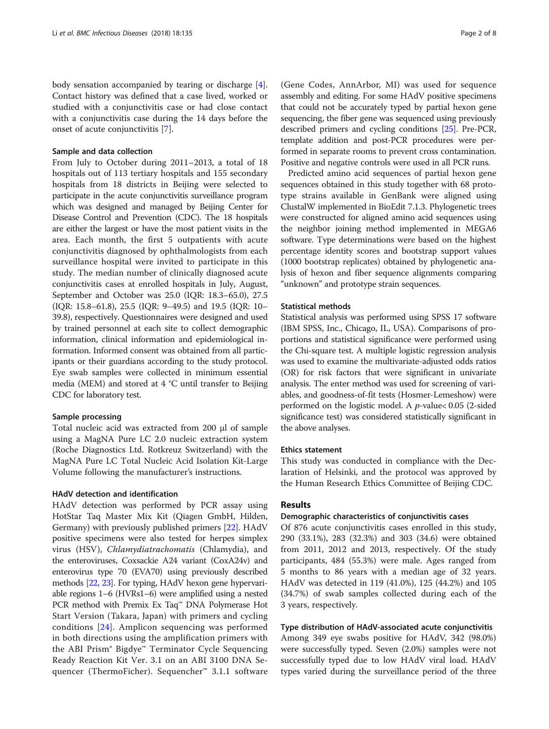body sensation accompanied by tearing or discharge [4]. Contact history was defined that a case lived, worked or studied with a conjunctivitis case or had close contact with a conjunctivitis case during the 14 days before the onset of acute conjunctivitis [7].

### Sample and data collection

From July to October during 2011–2013, a total of 18 hospitals out of 113 tertiary hospitals and 155 secondary hospitals from 18 districts in Beijing were selected to participate in the acute conjunctivitis surveillance program which was designed and managed by Beijing Center for Disease Control and Prevention (CDC). The 18 hospitals are either the largest or have the most patient visits in the area. Each month, the first 5 outpatients with acute conjunctivitis diagnosed by ophthalmologists from each surveillance hospital were invited to participate in this study. The median number of clinically diagnosed acute conjunctivitis cases at enrolled hospitals in July, August, September and October was 25.0 (IQR: 18.3–65.0), 27.5 (IQR: 15.8–61.8), 25.5 (IQR: 9–49.5) and 19.5 (IQR: 10–39.8), respectively. Questionnaires were designed and used by trained personnel at each site to collect demographic information, clinical information and epidemiological information. Informed consent was obtained from all participants or their guardians according to the study protocol. Eye swab samples were collected in minimum essential media (MEM) and stored at 4 °C until transfer to Beijing CDC for laboratory test.

### Sample processing

Total nucleic acid was extracted from 200 μl of sample using a MagNA Pure LC 2.0 nucleic extraction system (Roche Diagnostics Ltd. Rotkreuz Switzerland) with the MagNA Pure LC Total Nucleic Acid Isolation Kit-Large Volume following the manufacturer's instructions.

### HAdV detection and identification

HAdV detection was performed by PCR assay using HotStar Taq Master Mix Kit (Qiagen GmbH, Hilden, Germany) with previously published primers [22]. HAdV positive specimens were also tested for herpes simplex virus (HSV), *Chlamydiatrachomatis* (Chlamydia), and the enteroviruses, Coxsackie A24 variant (CoxA24v) and enterovirus type 70 (EVA70) using previously described methods [22, 23]. For typing, HAdV hexon gene hypervariable regions 1–6 (HVRs1–6) were amplified using a nested PCR method with Premix Ex Taq™ DNA Polymerase Hot Start Version (Takara, Japan) with primers and cycling conditions [24]. Amplicon sequencing was performed in both directions using the amplification primers with the ABI Prism® Bigdye™ Terminator Cycle Sequencing Ready Reaction Kit Ver. 3.1 on an ABI 3100 DNA Sequencer (ThermoFicher). Sequencher™ 3.1.1 software (Gene Codes, AnnArbor, MI) was used for sequence assembly and editing. For some HAdV positive specimens that could not be accurately typed by partial hexon gene sequencing, the fiber gene was sequenced using previously described primers and cycling conditions [25]. Pre-PCR, template addition and post-PCR procedures were performed in separate rooms to prevent cross contamination. Positive and negative controls were used in all PCR runs.

Predicted amino acid sequences of partial hexon gene sequences obtained in this study together with 68 prototype strains available in GenBank were aligned using ClustalW implemented in BioEdit 7.1.3. Phylogenetic trees were constructed for aligned amino acid sequences using the neighbor joining method implemented in MEGA6 software. Type determinations were based on the highest percentage identity scores and bootstrap support values (1000 bootstrap replicates) obtained by phylogenetic analysis of hexon and fiber sequence alignments comparing "unknown" and prototype strain sequences.

### Statistical methods

Statistical analysis was performed using SPSS 17 software (IBM SPSS, Inc., Chicago, IL, USA). Comparisons of proportions and statistical significance were performed using the Chi-square test. A multiple logistic regression analysis was used to examine the multivariate-adjusted odds ratios (OR) for risk factors that were significant in univariate analysis. The enter method was used for screening of variables, and goodness-of-fit tests (Hosmer-Lemeshow) were performed on the logistic model. A $p$-value< 0.05 (2-sided significance test) was considered statistically significant in the above analyses.

### Ethics statement

This study was conducted in compliance with the Declaration of Helsinki, and the protocol was approved by the Human Research Ethics Committee of Beijing CDC.

## Results

### Demographic characteristics of conjunctivitis cases

Of 876 acute conjunctivitis cases enrolled in this study, 290 (33.1%), 283 (32.3%) and 303 (34.6) were obtained from 2011, 2012 and 2013, respectively. Of the study participants, 484 (55.3%) were male. Ages ranged from 5 months to 86 years with a median age of 32 years. HAdV was detected in 119 (41.0%), 125 (44.2%) and 105 (34.7%) of swab samples collected during each of the 3 years, respectively.

### Type distribution of HAdV-associated acute conjunctivitis

Among 349 eye swabs positive for HAdV, 342 (98.0%) were successfully typed. Seven (2.0%) samples were not successfully typed due to low HAdV viral load. HAdV types varied during the surveillance period of the three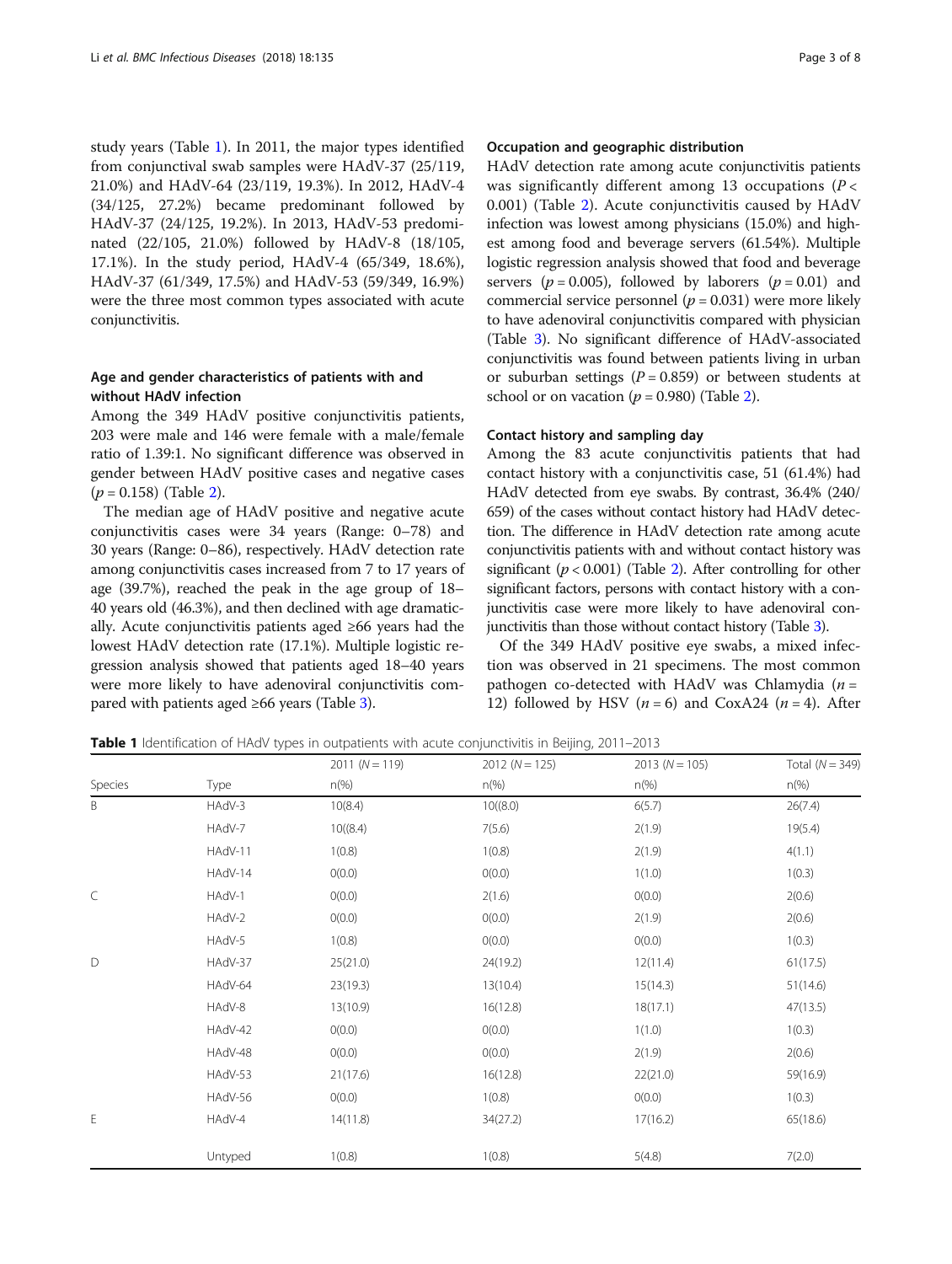study years (Table 1). In 2011, the major types identified from conjunctival swab samples were HAdV-37 (25/119, 21.0%) and HAdV-64 (23/119, 19.3%). In 2012, HAdV-4 (34/125, 27.2%) became predominant followed by HAdV-37 (24/125, 19.2%). In 2013, HAdV-53 predominated (22/105, 21.0%) followed by HAdV-8 (18/105, 17.1%). In the study period, HAdV-4 (65/349, 18.6%), HAdV-37 (61/349, 17.5%) and HAdV-53 (59/349, 16.9%) were the three most common types associated with acute conjunctivitis.

### Age and gender characteristics of patients with and without HAdV infection

Among the 349 HAdV positive conjunctivitis patients, 203 were male and 146 were female with a male/female ratio of 1.39:1. No significant difference was observed in gender between HAdV positive cases and negative cases ($p = 0.158$) (Table 2).

The median age of HAdV positive and negative acute conjunctivitis cases were 34 years (Range: 0–78) and 30 years (Range: 0–86), respectively. HAdV detection rate among conjunctivitis cases increased from 7 to 17 years of age (39.7%), reached the peak in the age group of 18–40 years old (46.3%), and then declined with age dramatically. Acute conjunctivitis patients aged ≥66 years had the lowest HAdV detection rate (17.1%). Multiple logistic regression analysis showed that patients aged 18–40 years were more likely to have adenoviral conjunctivitis compared with patients aged ≥66 years (Table 3).

### Occupation and geographic distribution

HAdV detection rate among acute conjunctivitis patients was significantly different among 13 occupations ($P < 0.001$) (Table 2). Acute conjunctivitis caused by HAdV infection was lowest among physicians (15.0%) and highest among food and beverage servers (61.54%). Multiple logistic regression analysis showed that food and beverage servers ($p = 0.005$), followed by laborers ($p = 0.01$) and commercial service personnel ($p = 0.031$) were more likely to have adenoviral conjunctivitis compared with physician (Table 3). No significant difference of HAdV-associated conjunctivitis was found between patients living in urban or suburban settings ($P = 0.859$) or between students at school or on vacation ($p = 0.980$) (Table 2).

### Contact history and sampling day

Among the 83 acute conjunctivitis patients that had contact history with a conjunctivitis case, 51 (61.4%) had HAdV detected from eye swabs. By contrast, 36.4% (240/659) of the cases without contact history had HAdV detection. The difference in HAdV detection rate among acute conjunctivitis patients with and without contact history was significant ($p < 0.001$) (Table 2). After controlling for other significant factors, persons with contact history with a conjunctivitis case were more likely to have adenoviral conjunctivitis than those without contact history (Table 3).

Of the 349 HAdV positive eye swabs, a mixed infection was observed in 21 specimens. The most common pathogen co-detected with HAdV was Chlamydia ($n = 12$) followed by HSV ($n = 6$) and CoxA24 ($n = 4$). After

**Table 1** Identification of HAdV types in outpatients with acute conjunctivitis in Beijing, 2011–2013

| | | 2011 ($N = 119$) | 2012 ($N = 125$) | 2013 ($N = 105$) | Total ($N = 349$) |
|---|---|---|---|---|---|
| Species | Type | n(%) | n(%) | n(%) | n(%) |
| B | HAdV-3 | 10(8.4) | 10((8.0) | 6(5.7) | 26(7.4) |
| | HAdV-7 | 10((8.4) | 7(5.6) | 2(1.9) | 19(5.4) |
| | HAdV-11 | 1(0.8) | 1(0.8) | 2(1.9) | 4(1.1) |
| | HAdV-14 | 0(0.0) | 0(0.0) | 1(1.0) | 1(0.3) |
| C | HAdV-1 | 0(0.0) | 2(1.6) | 0(0.0) | 2(0.6) |
| | HAdV-2 | 0(0.0) | 0(0.0) | 2(1.9) | 2(0.6) |
| | HAdV-5 | 1(0.8) | 0(0.0) | 0(0.0) | 1(0.3) |
| D | HAdV-37 | 25(21.0) | 24(19.2) | 12(11.4) | 61(17.5) |
| | HAdV-64 | 23(19.3) | 13(10.4) | 15(14.3) | 51(14.6) |
| | HAdV-8 | 13(10.9) | 16(12.8) | 18(17.1) | 47(13.5) |
| | HAdV-42 | 0(0.0) | 0(0.0) | 1(1.0) | 1(0.3) |
| | HAdV-48 | 0(0.0) | 0(0.0) | 2(1.9) | 2(0.6) |
| | HAdV-53 | 21(17.6) | 16(12.8) | 22(21.0) | 59(16.9) |
| | HAdV-56 | 0(0.0) | 1(0.8) | 0(0.0) | 1(0.3) |
| E | HAdV-4 | 14(11.8) | 34(27.2) | 17(16.2) | 65(18.6) |
| | Untyped | 1(0.8) | 1(0.8) | 5(4.8) | 7(2.0) |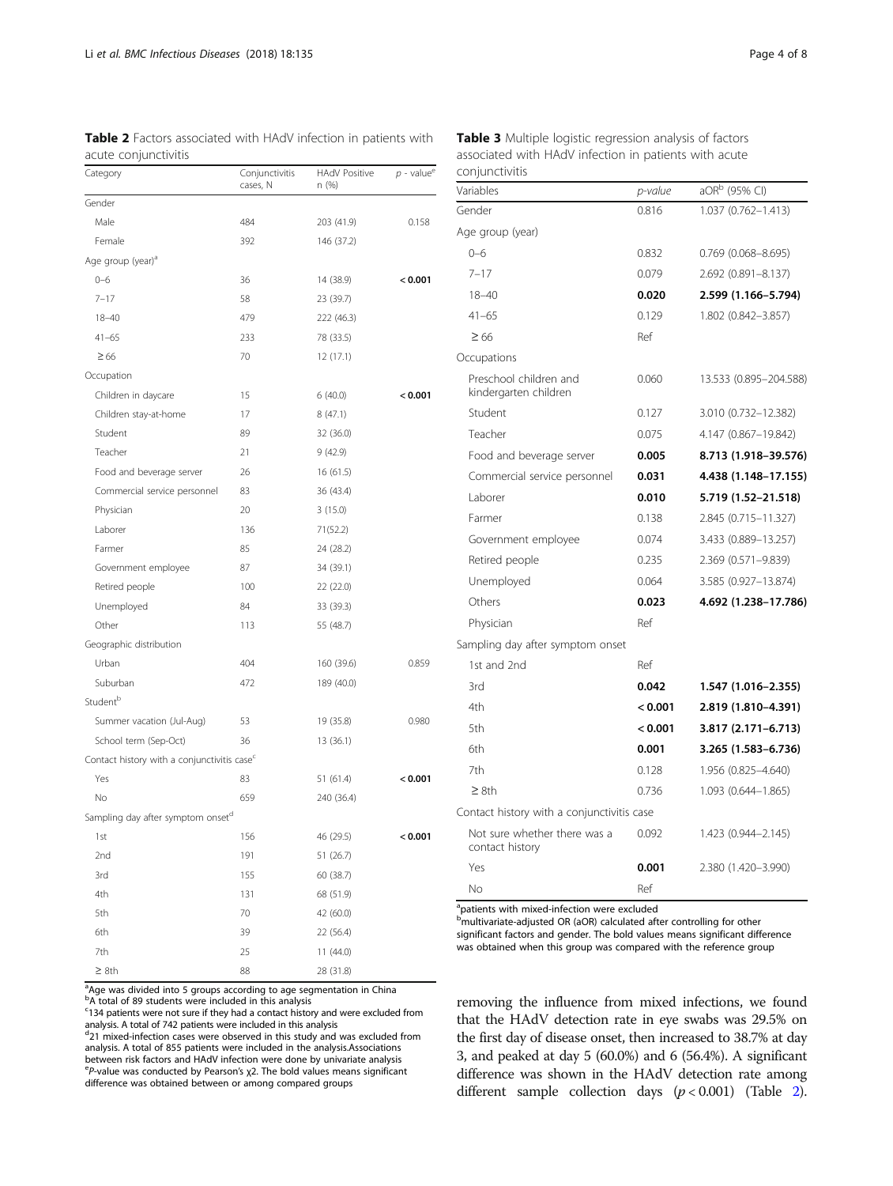**Table 2** Factors associated with HAdV infection in patients with acute conjunctivitis

| Category | Conjunctivitis cases, N | HAdV Positive n (%) | *p* - value[e] |
|---|---|---|---|
| Gender | | | |
| Male | 484 | 203 (41.9) | 0.158 |
| Female | 392 | 146 (37.2) | |
| Age group (year)[a] | | | |
| 0–6 | 36 | 14 (38.9) | **< 0.001** |
| 7–17 | 58 | 23 (39.7) | |
| 18–40 | 479 | 222 (46.3) | |
| 41–65 | 233 | 78 (33.5) | |
| ≥ 66 | 70 | 12 (17.1) | |
| Occupation | | | |
| Children in daycare | 15 | 6 (40.0) | **< 0.001** |
| Children stay-at-home | 17 | 8 (47.1) | |
| Student | 89 | 32 (36.0) | |
| Teacher | 21 | 9 (42.9) | |
| Food and beverage server | 26 | 16 (61.5) | |
| Commercial service personnel | 83 | 36 (43.4) | |
| Physician | 20 | 3 (15.0) | |
| Laborer | 136 | 71(52.2) | |
| Farmer | 85 | 24 (28.2) | |
| Government employee | 87 | 34 (39.1) | |
| Retired people | 100 | 22 (22.0) | |
| Unemployed | 84 | 33 (39.3) | |
| Other | 113 | 55 (48.7) | |
| Geographic distribution | | | |
| Urban | 404 | 160 (39.6) | 0.859 |
| Suburban | 472 | 189 (40.0) | |
| Student[b] | | | |
| Summer vacation (Jul-Aug) | 53 | 19 (35.8) | 0.980 |
| School term (Sep-Oct) | 36 | 13 (36.1) | |
| Contact history with a conjunctivitis case[c] | | | |
| Yes | 83 | 51 (61.4) | **< 0.001** |
| No | 659 | 240 (36.4) | |
| Sampling day after symptom onset[d] | | | |
| 1st | 156 | 46 (29.5) | **< 0.001** |
| 2nd | 191 | 51 (26.7) | |
| 3rd | 155 | 60 (38.7) | |
| 4th | 131 | 68 (51.9) | |
| 5th | 70 | 42 (60.0) | |
| 6th | 39 | 22 (56.4) | |
| 7th | 25 | 11 (44.0) | |
| ≥ 8th | 88 | 28 (31.8) | |

[a]Age was divided into 5 groups according to age segmentation in China
[b]A total of 89 students were included in this analysis
[c]134 patients were not sure if they had a contact history and were excluded from analysis. A total of 742 patients were included in this analysis
[d]21 mixed-infection cases were observed in this study and was excluded from analysis. A total of 855 patients were included in the analysis.Associations between risk factors and HAdV infection were done by univariate analysis
[e]*P*-value was conducted by Pearson's $\chi^2$. The bold values means significant difference was obtained between or among compared groups

**Table 3** Multiple logistic regression analysis of factors associated with HAdV infection in patients with acute conjunctivitis

| Variables | *p-value* | aOR[b] (95% CI) |
|---|---|---|
| Gender | 0.816 | 1.037 (0.762–1.413) |
| Age group (year) | | |
| 0–6 | 0.832 | 0.769 (0.068–8.695) |
| 7–17 | 0.079 | 2.692 (0.891–8.137) |
| 18–40 | **0.020** | **2.599 (1.166–5.794)** |
| 41–65 | 0.129 | 1.802 (0.842–3.857) |
| ≥ 66 | Ref | |
| Occupations | | |
| Preschool children and kindergarten children | 0.060 | 13.533 (0.895–204.588) |
| Student | 0.127 | 3.010 (0.732–12.382) |
| Teacher | 0.075 | 4.147 (0.867–19.842) |
| Food and beverage server | **0.005** | **8.713 (1.918–39.576)** |
| Commercial service personnel | **0.031** | **4.438 (1.148–17.155)** |
| Laborer | **0.010** | **5.719 (1.52–21.518)** |
| Farmer | 0.138 | 2.845 (0.715–11.327) |
| Government employee | 0.074 | 3.433 (0.889–13.257) |
| Retired people | 0.235 | 2.369 (0.571–9.839) |
| Unemployed | 0.064 | 3.585 (0.927–13.874) |
| Others | **0.023** | **4.692 (1.238–17.786)** |
| Physician | Ref | |
| Sampling day after symptom onset | | |
| 1st and 2nd | Ref | |
| 3rd | **0.042** | **1.547 (1.016–2.355)** |
| 4th | **< 0.001** | **2.819 (1.810–4.391)** |
| 5th | **< 0.001** | **3.817 (2.171–6.713)** |
| 6th | **0.001** | **3.265 (1.583–6.736)** |
| 7th | 0.128 | 1.956 (0.825–4.640) |
| ≥ 8th | 0.736 | 1.093 (0.644–1.865) |
| Contact history with a conjunctivitis case | | |
| Not sure whether there was a contact history | 0.092 | 1.423 (0.944–2.145) |
| Yes | **0.001** | 2.380 (1.420–3.990) |
| No | Ref | |

[a]patients with mixed-infection were excluded
[b]multivariate-adjusted OR (aOR) calculated after controlling for other significant factors and gender. The bold values means significant difference was obtained when this group was compared with the reference group

removing the influence from mixed infections, we found that the HAdV detection rate in eye swabs was 29.5% on the first day of disease onset, then increased to 38.7% at day 3, and peaked at day 5 (60.0%) and 6 (56.4%). A significant difference was shown in the HAdV detection rate among different sample collection days ($p < 0.001$) (Table 2).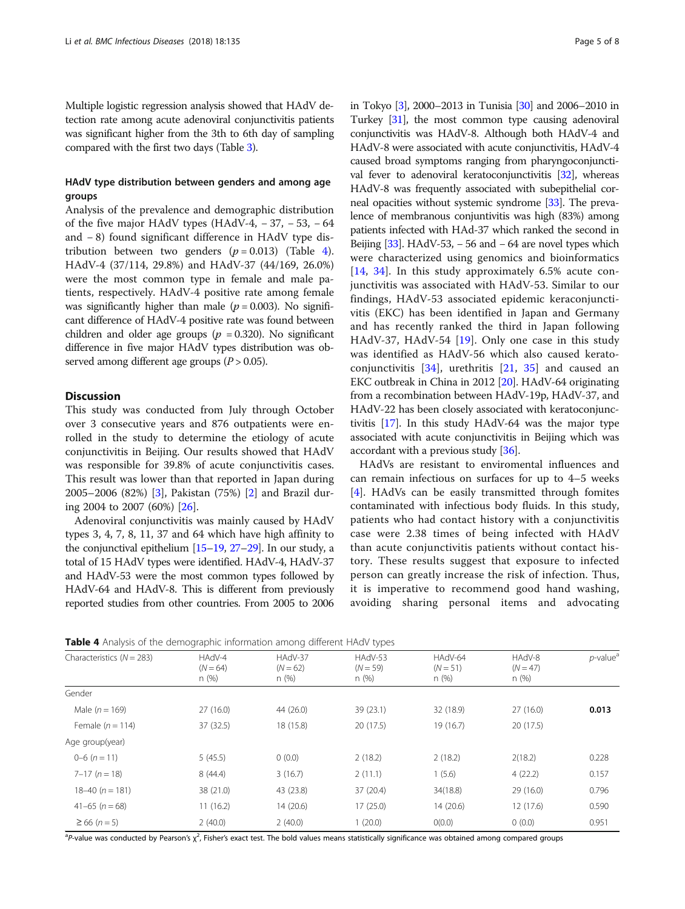Multiple logistic regression analysis showed that HAdV detection rate among acute adenoviral conjunctivitis patients was significant higher from the 3th to 6th day of sampling compared with the first two days (Table 3).

### HAdV type distribution between genders and among age groups

Analysis of the prevalence and demographic distribution of the five major HAdV types (HAdV-4, − 37, − 53, − 64 and − 8) found significant difference in HAdV type distribution between two genders ($p = 0.013$) (Table 4). HAdV-4 (37/114, 29.8%) and HAdV-37 (44/169, 26.0%) were the most common type in female and male patients, respectively. HAdV-4 positive rate among female was significantly higher than male ($p = 0.003$). No significant difference of HAdV-4 positive rate was found between children and older age groups ($p = 0.320$). No significant difference in five major HAdV types distribution was observed among different age groups ($P > 0.05$).

## Discussion

This study was conducted from July through October over 3 consecutive years and 876 outpatients were enrolled in the study to determine the etiology of acute conjunctivitis in Beijing. Our results showed that HAdV was responsible for 39.8% of acute conjunctivitis cases. This result was lower than that reported in Japan during 2005–2006 (82%) [3], Pakistan (75%) [2] and Brazil during 2004 to 2007 (60%) [26].

Adenoviral conjunctivitis was mainly caused by HAdV types 3, 4, 7, 8, 11, 37 and 64 which have high affinity to the conjunctival epithelium [15–19, 27–29]. In our study, a total of 15 HAdV types were identified. HAdV-4, HAdV-37 and HAdV-53 were the most common types followed by HAdV-64 and HAdV-8. This is different from previously reported studies from other countries. From 2005 to 2006 in Tokyo [3], 2000–2013 in Tunisia [30] and 2006–2010 in Turkey [31], the most common type causing adenoviral conjunctivitis was HAdV-8. Although both HAdV-4 and HAdV-8 were associated with acute conjunctivitis, HAdV-4 caused broad symptoms ranging from pharyngoconjunctival fever to adenoviral keratoconjunctivitis [32], whereas HAdV-8 was frequently associated with subepithelial corneal opacities without systemic syndrome [33]. The prevalence of membranous conjuntivitis was high (83%) among patients infected with HAd-37 which ranked the second in Beijing [33]. HAdV-53, − 56 and − 64 are novel types which were characterized using genomics and bioinformatics [14, 34]. In this study approximately 6.5% acute conjunctivitis was associated with HAdV-53. Similar to our findings, HAdV-53 associated epidemic keraconjunctivitis (EKC) has been identified in Japan and Germany and has recently ranked the third in Japan following HAdV-37, HAdV-54 [19]. Only one case in this study was identified as HAdV-56 which also caused keratoconjunctivitis [34], urethritis [21, 35] and caused an EKC outbreak in China in 2012 [20]. HAdV-64 originating from a recombination between HAdV-19p, HAdV-37, and HAdV-22 has been closely associated with keratoconjunctivitis [17]. In this study HAdV-64 was the major type associated with acute conjunctivitis in Beijing which was accordant with a previous study [36].

HAdVs are resistant to enviromental influences and can remain infectious on surfaces for up to 4–5 weeks [4]. HAdVs can be easily transmitted through fomites contaminated with infectious body fluids. In this study, patients who had contact history with a conjunctivitis case were 2.38 times of being infected with HAdV than acute conjunctivitis patients without contact history. These results suggest that exposure to infected person can greatly increase the risk of infection. Thus, it is imperative to recommend good hand washing, avoiding sharing personal items and advocating

**Table 4** Analysis of the demographic information among different HAdV types

| Characteristics ($N = 283$) | HAdV-4 ($N = 64$) n (%) | HAdV-37 ($N = 62$) n (%) | HAdV-53 ($N = 59$) n (%) | HAdV-64 ($N = 51$) n (%) | HAdV-8 ($N = 47$) n (%) | *p*-value[a] |
|---|---|---|---|---|---|---|
| Gender | | | | | | |
| Male ($n = 169$) | 27 (16.0) | 44 (26.0) | 39 (23.1) | 32 (18.9) | 27 (16.0) | **0.013** |
| Female ($n = 114$) | 37 (32.5) | 18 (15.8) | 20 (17.5) | 19 (16.7) | 20 (17.5) | |
| Age group(year) | | | | | | |
| 0–6 ($n = 11$) | 5 (45.5) | 0 (0.0) | 2 (18.2) | 2 (18.2) | 2(18.2) | 0.228 |
| 7–17 ($n = 18$) | 8 (44.4) | 3 (16.7) | 2 (11.1) | 1 (5.6) | 4 (22.2) | 0.157 |
| 18–40 ($n = 181$) | 38 (21.0) | 43 (23.8) | 37 (20.4) | 34(18.8) | 29 (16.0) | 0.796 |
| 41–65 ($n = 68$) | 11 (16.2) | 14 (20.6) | 17 (25.0) | 14 (20.6) | 12 (17.6) | 0.590 |
| ≥ 66 ($n = 5$) | 2 (40.0) | 2 (40.0) | 1 (20.0) | 0(0.0) | 0 (0.0) | 0.951 |

[a]*P*-value was conducted by Pearson's $\chi^2$, Fisher's exact test. The bold values means statistically significance was obtained among compared groups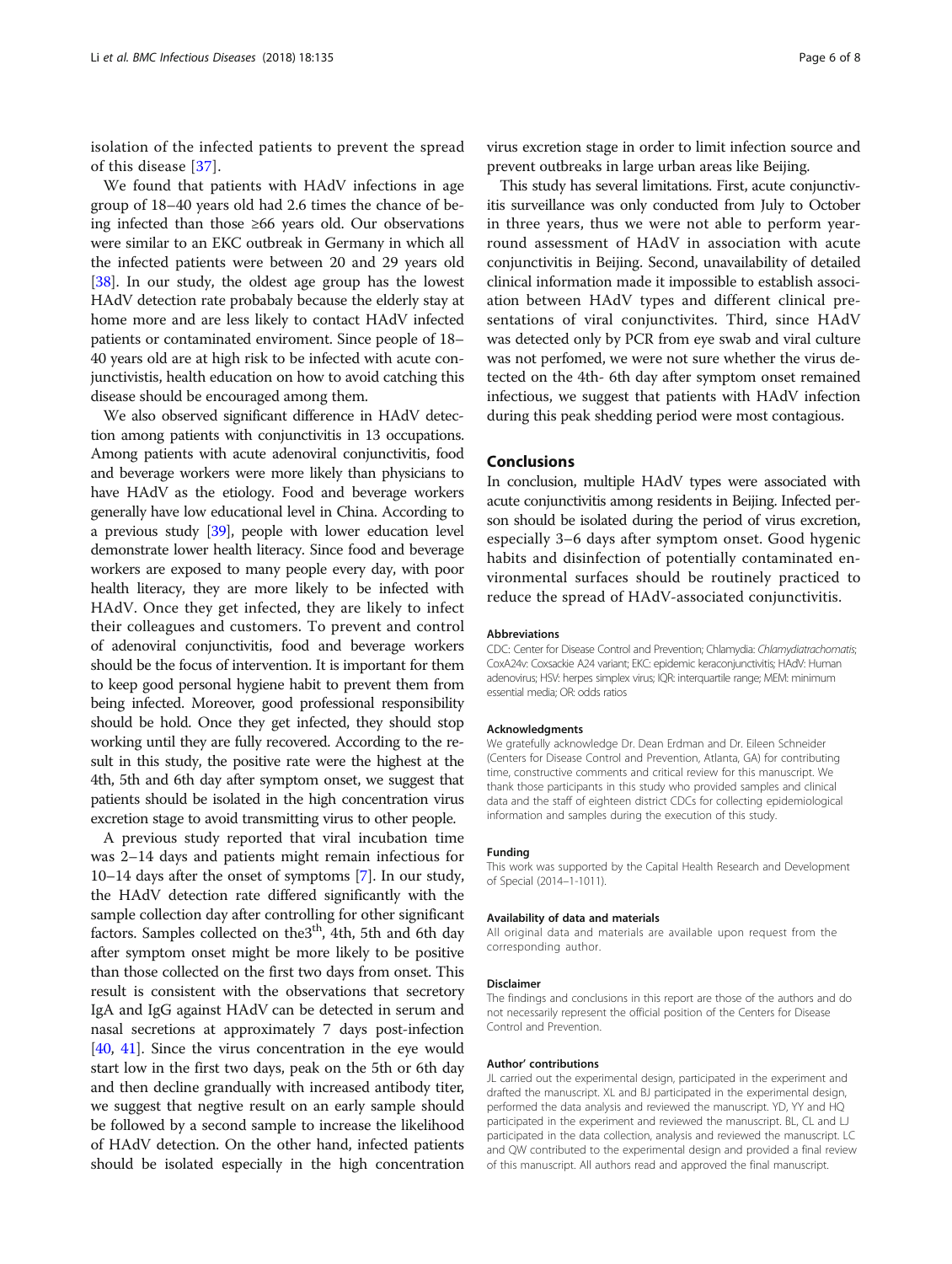isolation of the infected patients to prevent the spread of this disease [37].

We found that patients with HAdV infections in age group of 18–40 years old had 2.6 times the chance of being infected than those ≥66 years old. Our observations were similar to an EKC outbreak in Germany in which all the infected patients were between 20 and 29 years old [38]. In our study, the oldest age group has the lowest HAdV detection rate probabaly because the elderly stay at home more and are less likely to contact HAdV infected patients or contaminated enviroment. Since people of 18–40 years old are at high risk to be infected with acute conjunctivistis, health education on how to avoid catching this disease should be encouraged among them.

We also observed significant difference in HAdV detection among patients with conjunctivitis in 13 occupations. Among patients with acute adenoviral conjunctivitis, food and beverage workers were more likely than physicians to have HAdV as the etiology. Food and beverage workers generally have low educational level in China. According to a previous study [39], people with lower education level demonstrate lower health literacy. Since food and beverage workers are exposed to many people every day, with poor health literacy, they are more likely to be infected with HAdV. Once they get infected, they are likely to infect their colleagues and customers. To prevent and control of adenoviral conjunctivitis, food and beverage workers should be the focus of intervention. It is important for them to keep good personal hygiene habit to prevent them from being infected. Moreover, good professional responsibility should be hold. Once they get infected, they should stop working until they are fully recovered. According to the result in this study, the positive rate were the highest at the 4th, 5th and 6th day after symptom onset, we suggest that patients should be isolated in the high concentration virus excretion stage to avoid transmitting virus to other people.

A previous study reported that viral incubation time was 2–14 days and patients might remain infectious for 10–14 days after the onset of symptoms [7]. In our study, the HAdV detection rate differed significantly with the sample collection day after controlling for other significant factors. Samples collected on the3th, 4th, 5th and 6th day after symptom onset might be more likely to be positive than those collected on the first two days from onset. This result is consistent with the observations that secretory IgA and IgG against HAdV can be detected in serum and nasal secretions at approximately 7 days post-infection [40, 41]. Since the virus concentration in the eye would start low in the first two days, peak on the 5th or 6th day and then decline grandually with increased antibody titer, we suggest that negtive result on an early sample should be followed by a second sample to increase the likelihood of HAdV detection. On the other hand, infected patients should be isolated especially in the high concentration virus excretion stage in order to limit infection source and prevent outbreaks in large urban areas like Beijing.

This study has several limitations. First, acute conjunctivitis surveillance was only conducted from July to October in three years, thus we were not able to perform year-round assessment of HAdV in association with acute conjunctivitis in Beijing. Second, unavailability of detailed clinical information made it impossible to establish association between HAdV types and different clinical presentations of viral conjunctivites. Third, since HAdV was detected only by PCR from eye swab and viral culture was not perfomed, we were not sure whether the virus detected on the 4th- 6th day after symptom onset remained infectious, we suggest that patients with HAdV infection during this peak shedding period were most contagious.

## Conclusions

In conclusion, multiple HAdV types were associated with acute conjunctivitis among residents in Beijing. Infected person should be isolated during the period of virus excretion, especially 3–6 days after symptom onset. Good hygenic habits and disinfection of potentially contaminated environmental surfaces should be routinely practiced to reduce the spread of HAdV-associated conjunctivitis.

#### Abbreviations

CDC: Center for Disease Control and Prevention; Chlamydia: *Chlamydiatrachomatis*; CoxA24v: Coxsackie A24 variant; EKC: epidemic keraconjunctivitis; HAdV: Human adenovirus; HSV: herpes simplex virus; IQR: interquartile range; MEM: minimum essential media; OR: odds ratios

#### Acknowledgments

We gratefully acknowledge Dr. Dean Erdman and Dr. Eileen Schneider (Centers for Disease Control and Prevention, Atlanta, GA) for contributing time, constructive comments and critical review for this manuscript. We thank those participants in this study who provided samples and clinical data and the staff of eighteen district CDCs for collecting epidemiological information and samples during the execution of this study.

#### Funding

This work was supported by the Capital Health Research and Development of Special (2014–1-1011).

#### Availability of data and materials

All original data and materials are available upon request from the corresponding author.

#### Disclaimer

The findings and conclusions in this report are those of the authors and do not necessarily represent the official position of the Centers for Disease Control and Prevention.

#### Author' contributions

JL carried out the experimental design, participated in the experiment and drafted the manuscript. XL and BJ participated in the experimental design, performed the data analysis and reviewed the manuscript. YD, YY and HQ participated in the experiment and reviewed the manuscript. BL, CL and LJ participated in the data collection, analysis and reviewed the manuscript. LC and QW contributed to the experimental design and provided a final review of this manuscript. All authors read and approved the final manuscript.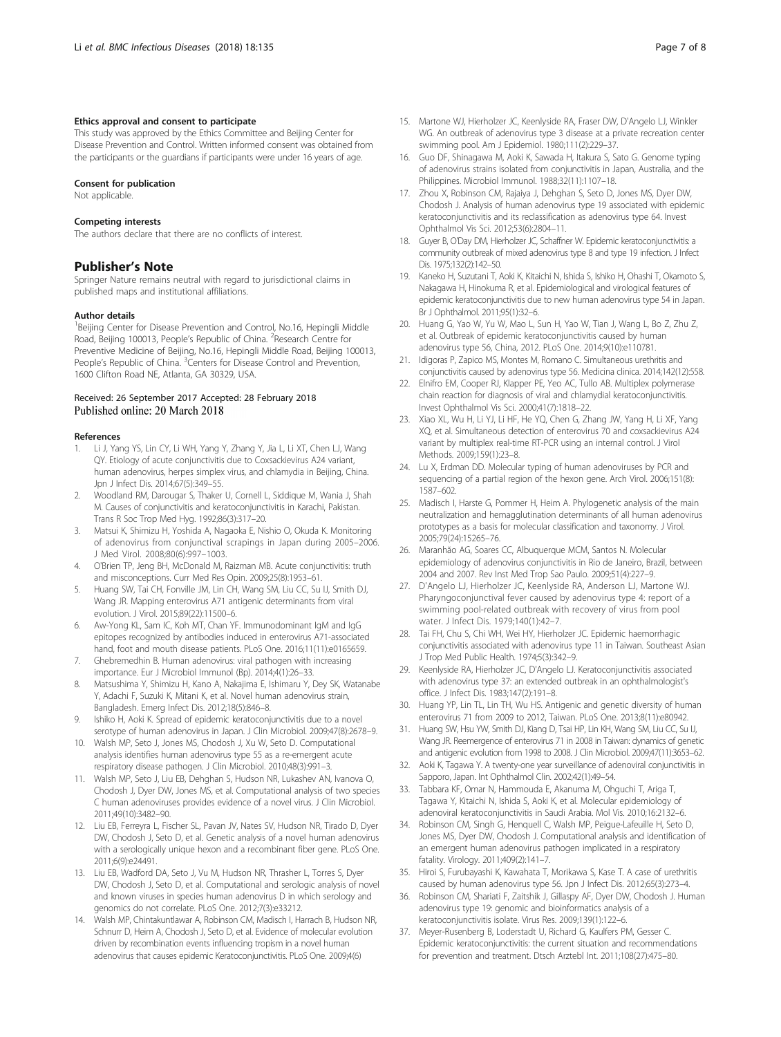#### Ethics approval and consent to participate

This study was approved by the Ethics Committee and Beijing Center for Disease Prevention and Control. Written informed consent was obtained from the participants or the guardians if participants were under 16 years of age.

#### Consent for publication

Not applicable.

#### Competing interests

The authors declare that there are no conflicts of interest.

## Publisher's Note

Springer Nature remains neutral with regard to jurisdictional claims in published maps and institutional affiliations.

#### Author details

[1]Beijing Center for Disease Prevention and Control, No.16, Hepingli Middle Road, Beijing 100013, People's Republic of China. [2]Research Centre for Preventive Medicine of Beijing, No.16, Hepingli Middle Road, Beijing 100013, People's Republic of China. [3]Centers for Disease Control and Prevention, 1600 Clifton Road NE, Atlanta, GA 30329, USA.

Received: 26 September 2017 Accepted: 28 February 2018
Published online: 20 March 2018

#### References

1. Li J, Yang YS, Lin CY, Li WH, Yang Y, Zhang Y, Jia L, Li XT, Chen LJ, Wang QY. Etiology of acute conjunctivitis due to Coxsackievirus A24 variant, human adenovirus, herpes simplex virus, and chlamydia in Beijing, China. Jpn J Infect Dis. 2014;67(5):349–55.
2. Woodland RM, Darougar S, Thaker U, Cornell L, Siddique M, Wania J, Shah M. Causes of conjunctivitis and keratoconjunctivitis in Karachi, Pakistan. Trans R Soc Trop Med Hyg. 1992;86(3):317–20.
3. Matsui K, Shimizu H, Yoshida A, Nagaoka E, Nishio O, Okuda K. Monitoring of adenovirus from conjunctival scrapings in Japan during 2005–2006. J Med Virol. 2008;80(6):997–1003.
4. O'Brien TP, Jeng BH, McDonald M, Raizman MB. Acute conjunctivitis: truth and misconceptions. Curr Med Res Opin. 2009;25(8):1953–61.
5. Huang SW, Tai CH, Fonville JM, Lin CH, Wang SM, Liu CC, Su IJ, Smith DJ, Wang JR. Mapping enterovirus A71 antigenic determinants from viral evolution. J Virol. 2015;89(22):11500–6.
6. Aw-Yong KL, Sam IC, Koh MT, Chan YF. Immunodominant IgM and IgG epitopes recognized by antibodies induced in enterovirus A71-associated hand, foot and mouth disease patients. PLoS One. 2016;11(11):e0165659.
7. Ghebremedhin B. Human adenovirus: viral pathogen with increasing importance. Eur J Microbiol Immunol (Bp). 2014;4(1):26–33.
8. Matsushima Y, Shimizu H, Kano A, Nakajima E, Ishimaru Y, Dey SK, Watanabe Y, Adachi F, Suzuki K, Mitani K, et al. Novel human adenovirus strain, Bangladesh. Emerg Infect Dis. 2012;18(5):846–8.
9. Ishiko H, Aoki K. Spread of epidemic keratoconjunctivitis due to a novel serotype of human adenovirus in Japan. J Clin Microbiol. 2009;47(8):2678–9.
10. Walsh MP, Seto J, Jones MS, Chodosh J, Xu W, Seto D. Computational analysis identifies human adenovirus type 55 as a re-emergent acute respiratory disease pathogen. J Clin Microbiol. 2010;48(3):991–3.
11. Walsh MP, Seto J, Liu EB, Dehghan S, Hudson NR, Lukashev AN, Ivanova O, Chodosh J, Dyer DW, Jones MS, et al. Computational analysis of two species C human adenoviruses provides evidence of a novel virus. J Clin Microbiol. 2011;49(10):3482–90.
12. Liu EB, Ferreyra L, Fischer SL, Pavan JV, Nates SV, Hudson NR, Tirado D, Dyer DW, Chodosh J, Seto D, et al. Genetic analysis of a novel human adenovirus with a serologically unique hexon and a recombinant fiber gene. PLoS One. 2011;6(9):e24491.
13. Liu EB, Wadford DA, Seto J, Vu M, Hudson NR, Thrasher L, Torres S, Dyer DW, Chodosh J, Seto D, et al. Computational and serologic analysis of novel and known viruses in species human adenovirus D in which serology and genomics do not correlate. PLoS One. 2012;7(3):e33212.
14. Walsh MP, Chintakuntlawar A, Robinson CM, Madisch I, Harrach B, Hudson NR, Schnurr D, Heim A, Chodosh J, Seto D, et al. Evidence of molecular evolution driven by recombination events influencing tropism in a novel human adenovirus that causes epidemic Keratoconjunctivitis. PLoS One. 2009;4(6)
15. Martone WJ, Hierholzer JC, Keenlyside RA, Fraser DW, D'Angelo LJ, Winkler WG. An outbreak of adenovirus type 3 disease at a private recreation center swimming pool. Am J Epidemiol. 1980;111(2):229–37.
16. Guo DF, Shinagawa M, Aoki K, Sawada H, Itakura S, Sato G. Genome typing of adenovirus strains isolated from conjunctivitis in Japan, Australia, and the Philippines. Microbiol Immunol. 1988;32(11):1107–18.
17. Zhou X, Robinson CM, Rajaiya J, Dehghan S, Seto D, Jones MS, Dyer DW, Chodosh J. Analysis of human adenovirus type 19 associated with epidemic keratoconjunctivitis and its reclassification as adenovirus type 64. Invest Ophthalmol Vis Sci. 2012;53(6):2804–11.
18. Guyer B, O'Day DM, Hierholzer JC, Schaffner W. Epidemic keratoconjunctivitis: a community outbreak of mixed adenovirus type 8 and type 19 infection. J Infect Dis. 1975;132(2):142–50.
19. Kaneko H, Suzutani T, Aoki K, Kitaichi N, Ishida S, Ishiko H, Ohashi T, Okamoto S, Nakagawa H, Hinokuma R, et al. Epidemiological and virological features of epidemic keratoconjunctivitis due to new human adenovirus type 54 in Japan. Br J Ophthalmol. 2011;95(1):32–6.
20. Huang G, Yao W, Yu W, Mao L, Sun H, Yao W, Tian J, Wang L, Bo Z, Zhu Z, et al. Outbreak of epidemic keratoconjunctivitis caused by human adenovirus type 56, China, 2012. PLoS One. 2014;9(10):e110781.
21. Idigoras P, Zapico MS, Montes M, Romano C. Simultaneous urethritis and conjunctivitis caused by adenovirus type 56. Medicina clinica. 2014;142(12):558.
22. Elnifro EM, Cooper RJ, Klapper PE, Yeo AC, Tullo AB. Multiplex polymerase chain reaction for diagnosis of viral and chlamydial keratoconjunctivitis. Invest Ophthalmol Vis Sci. 2000;41(7):1818–22.
23. Xiao XL, Wu H, Li YJ, Li HF, He YQ, Chen G, Zhang JW, Yang H, Li XF, Yang XQ, et al. Simultaneous detection of enterovirus 70 and coxsackievirus A24 variant by multiplex real-time RT-PCR using an internal control. J Virol Methods. 2009;159(1):23–8.
24. Lu X, Erdman DD. Molecular typing of human adenoviruses by PCR and sequencing of a partial region of the hexon gene. Arch Virol. 2006;151(8): 1587–602.
25. Madisch I, Harste G, Pommer H, Heim A. Phylogenetic analysis of the main neutralization and hemagglutination determinants of all human adenovirus prototypes as a basis for molecular classification and taxonomy. J Virol. 2005;79(24):15265–76.
26. Maranhão AG, Soares CC, Albuquerque MCM, Santos N. Molecular epidemiology of adenovirus conjunctivitis in Rio de Janeiro, Brazil, between 2004 and 2007. Rev Inst Med Trop Sao Paulo. 2009;51(4):227–9.
27. D'Angelo LJ, Hierholzer JC, Keenlyside RA, Anderson LJ, Martone WJ. Pharyngoconjunctival fever caused by adenovirus type 4: report of a swimming pool-related outbreak with recovery of virus from pool water. J Infect Dis. 1979;140(1):42–7.
28. Tai FH, Chu S, Chi WH, Wei HY, Hierholzer JC. Epidemic haemorrhagic conjunctivitis associated with adenovirus type 11 in Taiwan. Southeast Asian J Trop Med Public Health. 1974;5(3):342–9.
29. Keenlyside RA, Hierholzer JC, D'Angelo LJ. Keratoconjunctivitis associated with adenovirus type 37: an extended outbreak in an ophthalmologist's office. J Infect Dis. 1983;147(2):191–8.
30. Huang YP, Lin TL, Lin TH, Wu HS. Antigenic and genetic diversity of human enterovirus 71 from 2009 to 2012, Taiwan. PLoS One. 2013;8(11):e80942.
31. Huang SW, Hsu YW, Smith DJ, Kiang D, Tsai HP, Lin KH, Wang SM, Liu CC, Su IJ, Wang JR. Reemergence of enterovirus 71 in 2008 in Taiwan: dynamics of genetic and antigenic evolution from 1998 to 2008. J Clin Microbiol. 2009;47(11):3653–62.
32. Aoki K, Tagawa Y. A twenty-one year surveillance of adenoviral conjunctivitis in Sapporo, Japan. Int Ophthalmol Clin. 2002;42(1):49–54.
33. Tabbara KF, Omar N, Hammouda E, Akanuma M, Ohguchi T, Ariga T, Tagawa Y, Kitaichi N, Ishida S, Aoki K, et al. Molecular epidemiology of adenoviral keratoconjunctivitis in Saudi Arabia. Mol Vis. 2010;16:2132–6.
34. Robinson CM, Singh G, Henquell C, Walsh MP, Peigue-Lafeuille H, Seto D, Jones MS, Dyer DW, Chodosh J. Computational analysis and identification of an emergent human adenovirus pathogen implicated in a respiratory fatality. Virology. 2011;409(2):141–7.
35. Hiroi S, Furubayashi K, Kawahata T, Morikawa S, Kase T. A case of urethritis caused by human adenovirus type 56. Jpn J Infect Dis. 2012;65(3):273–4.
36. Robinson CM, Shariati F, Zaitshik J, Gillaspy AF, Dyer DW, Chodosh J. Human adenovirus type 19: genomic and bioinformatics analysis of a keratoconjunctivitis isolate. Virus Res. 2009;139(1):122–6.
37. Meyer-Rusenberg B, Loderstadt U, Richard G, Kaulfers PM, Gesser C. Epidemic keratoconjunctivitis: the current situation and recommendations for prevention and treatment. Dtsch Arztebl Int. 2011;108(27):475–80.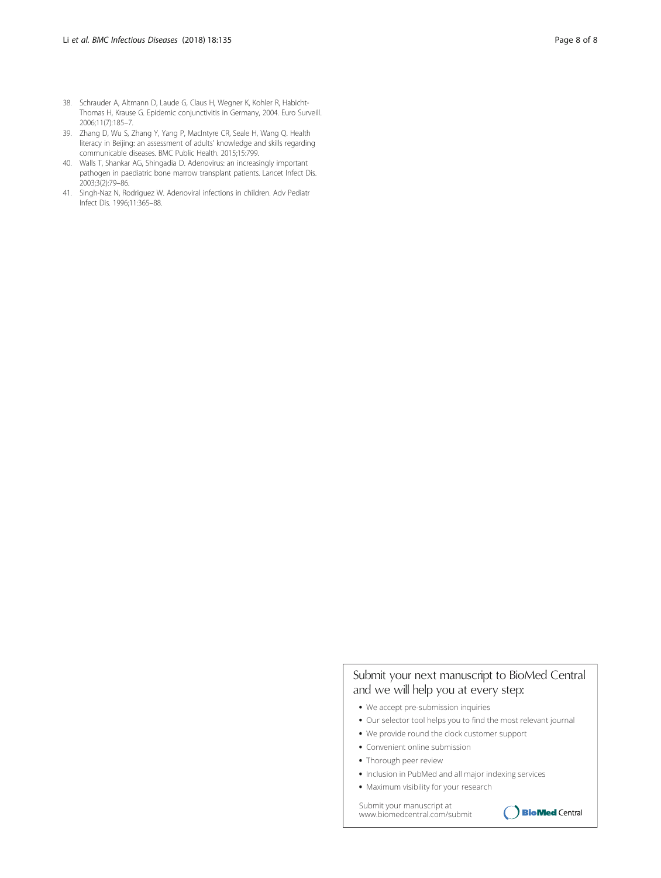38. Schrauder A, Altmann D, Laude G, Claus H, Wegner K, Kohler R, Habicht-Thomas H, Krause G. Epidemic conjunctivitis in Germany, 2004. Euro Surveill. 2006;11(7):185–7.
39. Zhang D, Wu S, Zhang Y, Yang P, MacIntyre CR, Seale H, Wang Q. Health literacy in Beijing: an assessment of adults' knowledge and skills regarding communicable diseases. BMC Public Health. 2015;15:799.
40. Walls T, Shankar AG, Shingadia D. Adenovirus: an increasingly important pathogen in paediatric bone marrow transplant patients. Lancet Infect Dis. 2003;3(2):79–86.
41. Singh-Naz N, Rodriguez W. Adenoviral infections in children. Adv Pediatr Infect Dis. 1996;11:365–88.

Submit your next manuscript to BioMed Central and we will help you at every step:

- We accept pre-submission inquiries
- Our selector tool helps you to find the most relevant journal
- We provide round the clock customer support
- Convenient online submission
- Thorough peer review
- Inclusion in PubMed and all major indexing services
- Maximum visibility for your research

Submit your manuscript at www.biomedcentral.com/submit

BioMed Central